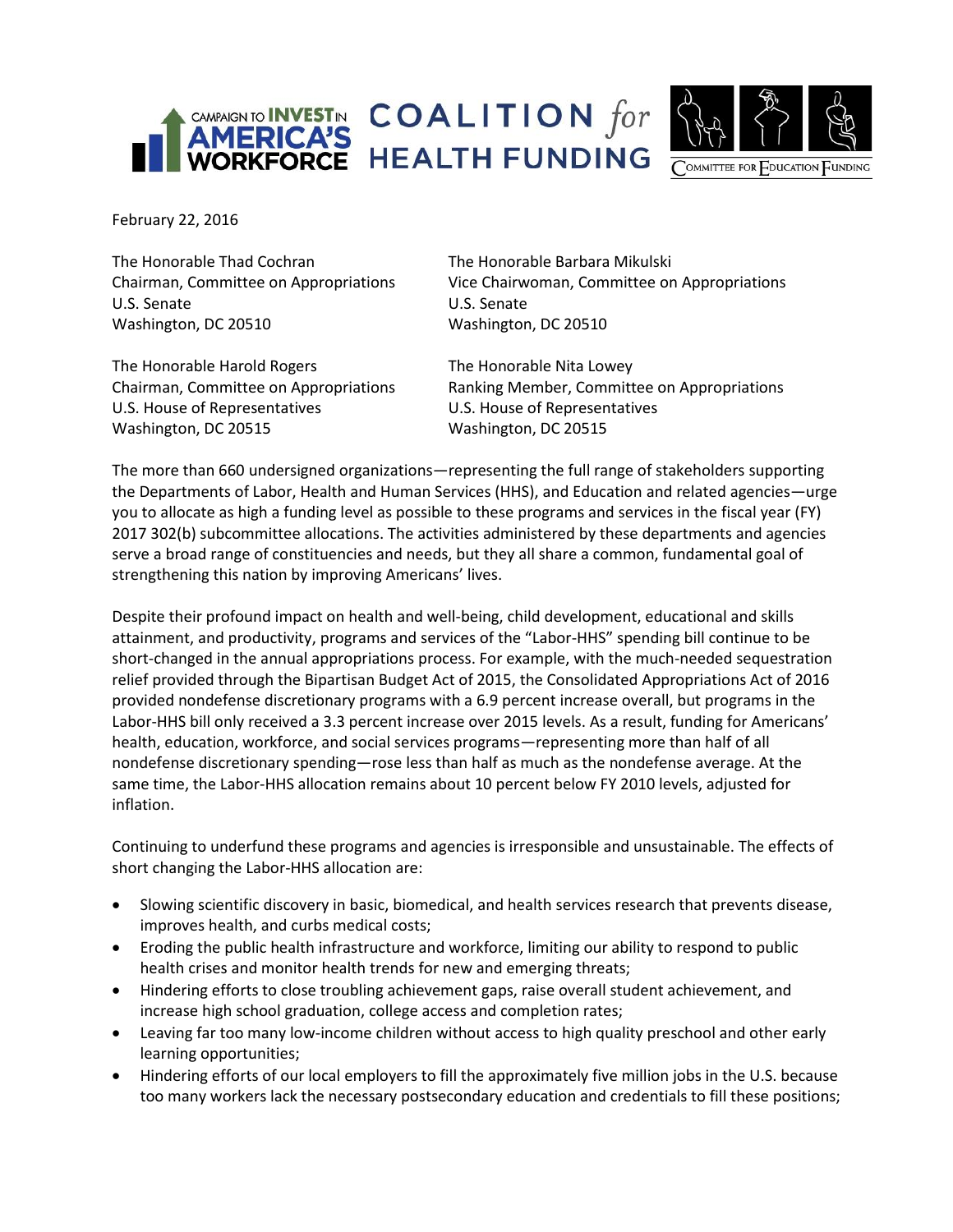CAMPAIGN TO INVEST IN AMERICA'S WORKFORCE | COALITION *for* HEALTH FUNDING | COMMITTEE FOR EDUCATION FUNDING

February 22, 2016

The Honorable Thad Cochran
Chairman, Committee on Appropriations
U.S. Senate
Washington, DC 20510

The Honorable Barbara Mikulski
Vice Chairwoman, Committee on Appropriations
U.S. Senate
Washington, DC 20510

The Honorable Harold Rogers
Chairman, Committee on Appropriations
U.S. House of Representatives
Washington, DC 20515

The Honorable Nita Lowey
Ranking Member, Committee on Appropriations
U.S. House of Representatives
Washington, DC 20515

The more than 660 undersigned organizations—representing the full range of stakeholders supporting the Departments of Labor, Health and Human Services (HHS), and Education and related agencies—urge you to allocate as high a funding level as possible to these programs and services in the fiscal year (FY) 2017 302(b) subcommittee allocations. The activities administered by these departments and agencies serve a broad range of constituencies and needs, but they all share a common, fundamental goal of strengthening this nation by improving Americans' lives.

Despite their profound impact on health and well-being, child development, educational and skills attainment, and productivity, programs and services of the "Labor-HHS" spending bill continue to be short-changed in the annual appropriations process. For example, with the much-needed sequestration relief provided through the Bipartisan Budget Act of 2015, the Consolidated Appropriations Act of 2016 provided nondefense discretionary programs with a 6.9 percent increase overall, but programs in the Labor-HHS bill only received a 3.3 percent increase over 2015 levels. As a result, funding for Americans' health, education, workforce, and social services programs—representing more than half of all nondefense discretionary spending—rose less than half as much as the nondefense average. At the same time, the Labor-HHS allocation remains about 10 percent below FY 2010 levels, adjusted for inflation.

Continuing to underfund these programs and agencies is irresponsible and unsustainable. The effects of short changing the Labor-HHS allocation are:

- Slowing scientific discovery in basic, biomedical, and health services research that prevents disease, improves health, and curbs medical costs;
- Eroding the public health infrastructure and workforce, limiting our ability to respond to public health crises and monitor health trends for new and emerging threats;
- Hindering efforts to close troubling achievement gaps, raise overall student achievement, and increase high school graduation, college access and completion rates;
- Leaving far too many low-income children without access to high quality preschool and other early learning opportunities;
- Hindering efforts of our local employers to fill the approximately five million jobs in the U.S. because too many workers lack the necessary postsecondary education and credentials to fill these positions;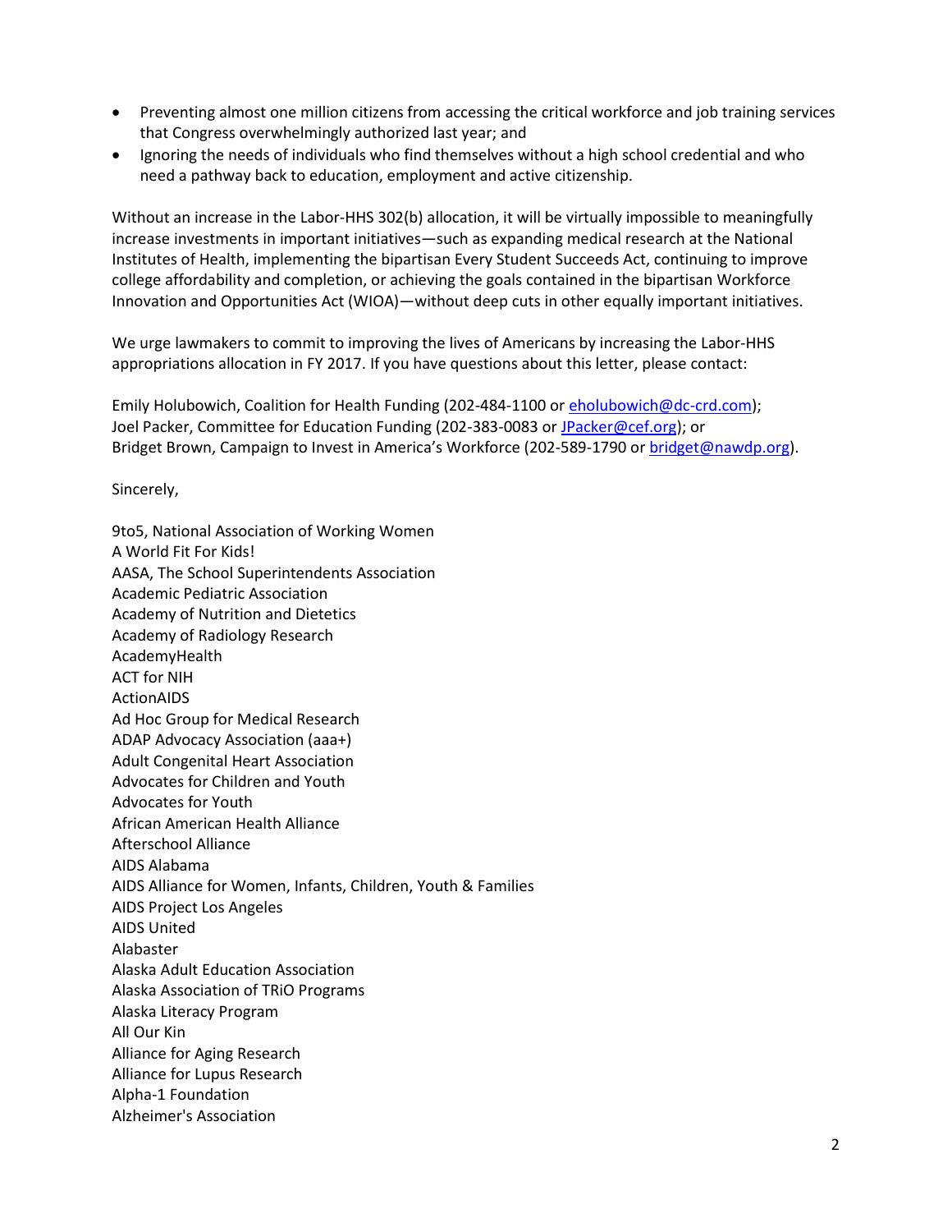- Preventing almost one million citizens from accessing the critical workforce and job training services that Congress overwhelmingly authorized last year; and
- Ignoring the needs of individuals who find themselves without a high school credential and who need a pathway back to education, employment and active citizenship.

Without an increase in the Labor-HHS 302(b) allocation, it will be virtually impossible to meaningfully increase investments in important initiatives—such as expanding medical research at the National Institutes of Health, implementing the bipartisan Every Student Succeeds Act, continuing to improve college affordability and completion, or achieving the goals contained in the bipartisan Workforce Innovation and Opportunities Act (WIOA)—without deep cuts in other equally important initiatives.

We urge lawmakers to commit to improving the lives of Americans by increasing the Labor-HHS appropriations allocation in FY 2017. If you have questions about this letter, please contact:

Emily Holubowich, Coalition for Health Funding (202-484-1100 or eholubowich@dc-crd.com);
Joel Packer, Committee for Education Funding (202-383-0083 or JPacker@cef.org); or
Bridget Brown, Campaign to Invest in America's Workforce (202-589-1790 or bridget@nawdp.org).

Sincerely,

9to5, National Association of Working Women
A World Fit For Kids!
AASA, The School Superintendents Association
Academic Pediatric Association
Academy of Nutrition and Dietetics
Academy of Radiology Research
AcademyHealth
ACT for NIH
ActionAIDS
Ad Hoc Group for Medical Research
ADAP Advocacy Association (aaa+)
Adult Congenital Heart Association
Advocates for Children and Youth
Advocates for Youth
African American Health Alliance
Afterschool Alliance
AIDS Alabama
AIDS Alliance for Women, Infants, Children, Youth & Families
AIDS Project Los Angeles
AIDS United
Alabaster
Alaska Adult Education Association
Alaska Association of TRiO Programs
Alaska Literacy Program
All Our Kin
Alliance for Aging Research
Alliance for Lupus Research
Alpha-1 Foundation
Alzheimer's Association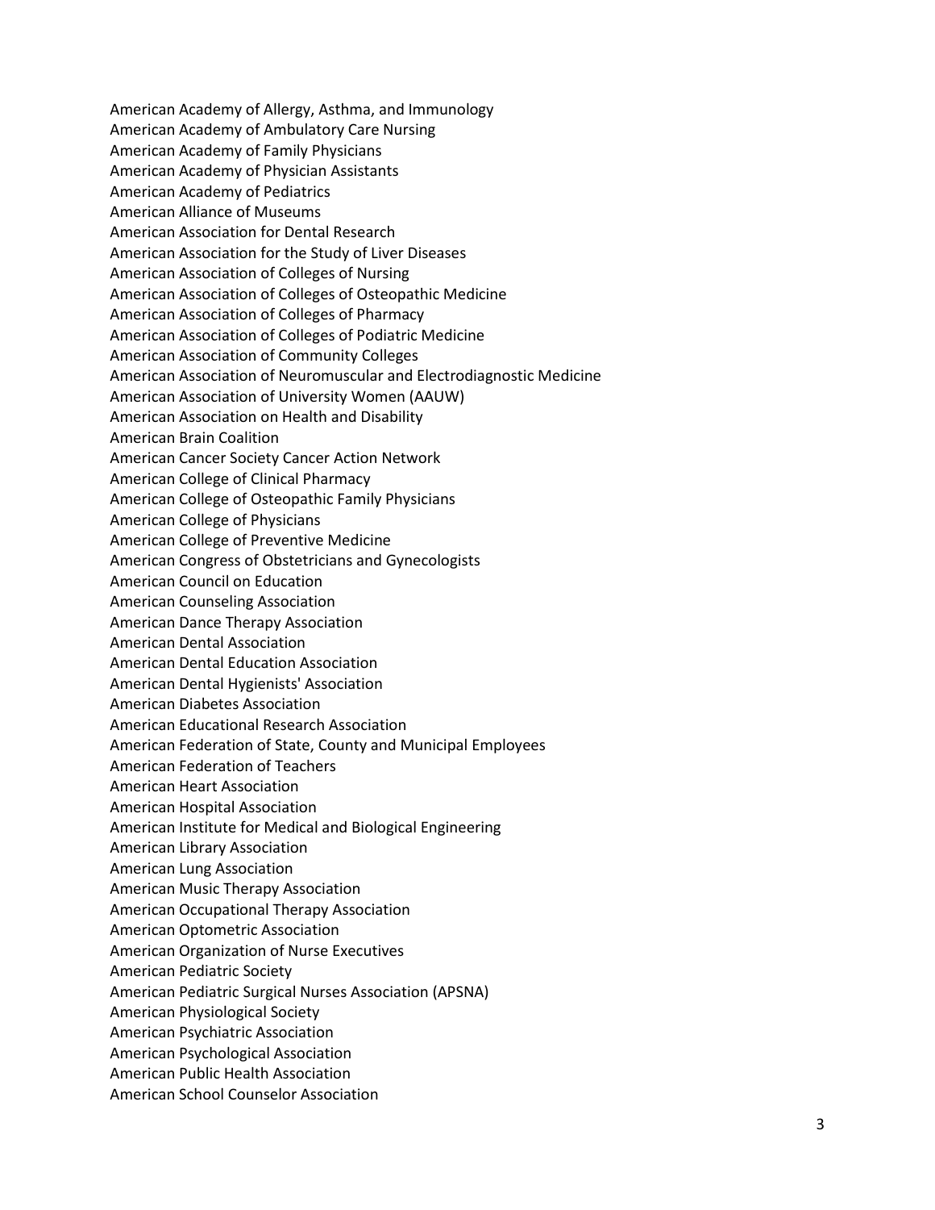American Academy of Allergy, Asthma, and Immunology
American Academy of Ambulatory Care Nursing
American Academy of Family Physicians
American Academy of Physician Assistants
American Academy of Pediatrics
American Alliance of Museums
American Association for Dental Research
American Association for the Study of Liver Diseases
American Association of Colleges of Nursing
American Association of Colleges of Osteopathic Medicine
American Association of Colleges of Pharmacy
American Association of Colleges of Podiatric Medicine
American Association of Community Colleges
American Association of Neuromuscular and Electrodiagnostic Medicine
American Association of University Women (AAUW)
American Association on Health and Disability
American Brain Coalition
American Cancer Society Cancer Action Network
American College of Clinical Pharmacy
American College of Osteopathic Family Physicians
American College of Physicians
American College of Preventive Medicine
American Congress of Obstetricians and Gynecologists
American Council on Education
American Counseling Association
American Dance Therapy Association
American Dental Association
American Dental Education Association
American Dental Hygienists' Association
American Diabetes Association
American Educational Research Association
American Federation of State, County and Municipal Employees
American Federation of Teachers
American Heart Association
American Hospital Association
American Institute for Medical and Biological Engineering
American Library Association
American Lung Association
American Music Therapy Association
American Occupational Therapy Association
American Optometric Association
American Organization of Nurse Executives
American Pediatric Society
American Pediatric Surgical Nurses Association (APSNA)
American Physiological Society
American Psychiatric Association
American Psychological Association
American Public Health Association
American School Counselor Association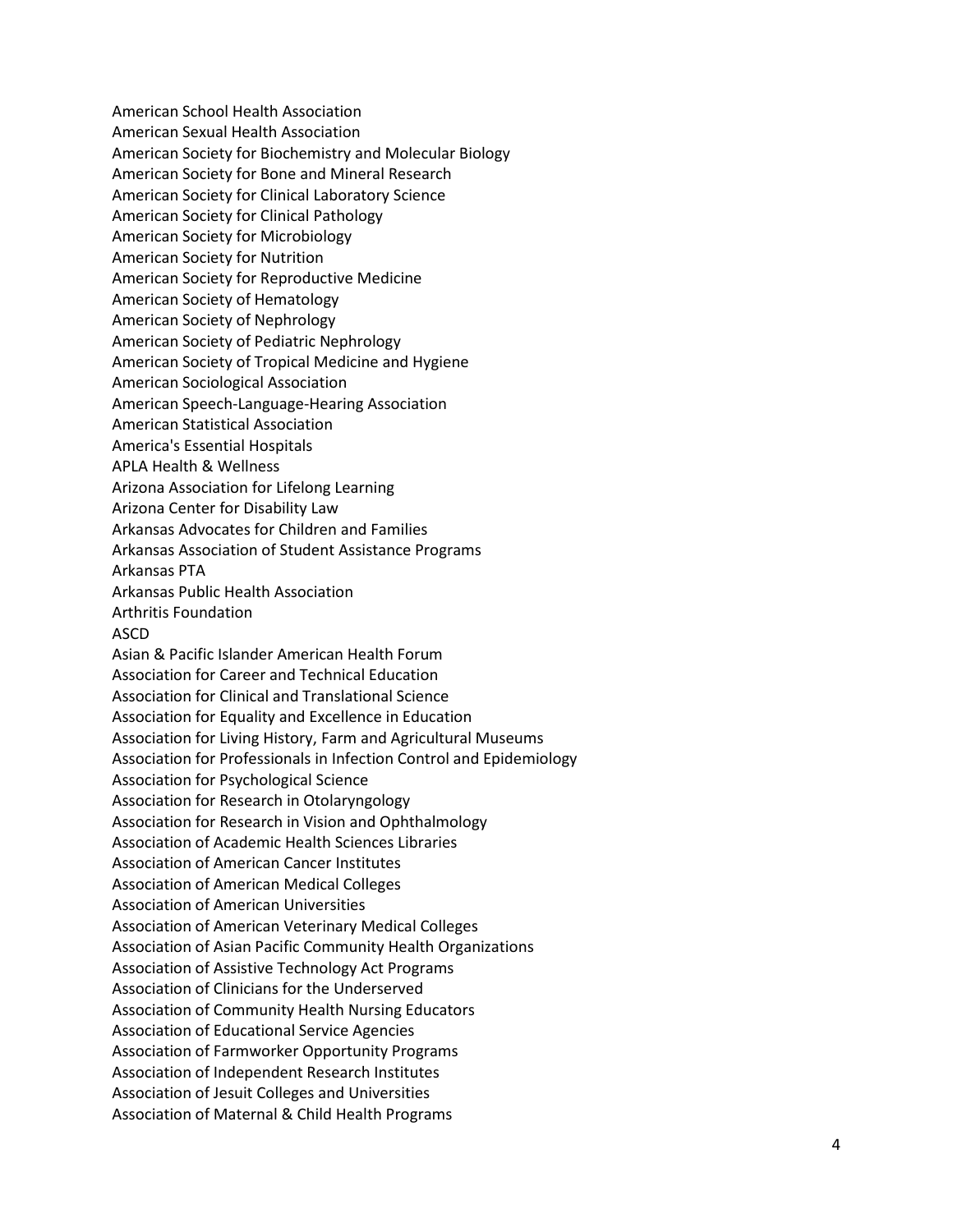American School Health Association
American Sexual Health Association
American Society for Biochemistry and Molecular Biology
American Society for Bone and Mineral Research
American Society for Clinical Laboratory Science
American Society for Clinical Pathology
American Society for Microbiology
American Society for Nutrition
American Society for Reproductive Medicine
American Society of Hematology
American Society of Nephrology
American Society of Pediatric Nephrology
American Society of Tropical Medicine and Hygiene
American Sociological Association
American Speech-Language-Hearing Association
American Statistical Association
America's Essential Hospitals
APLA Health & Wellness
Arizona Association for Lifelong Learning
Arizona Center for Disability Law
Arkansas Advocates for Children and Families
Arkansas Association of Student Assistance Programs
Arkansas PTA
Arkansas Public Health Association
Arthritis Foundation
ASCD
Asian & Pacific Islander American Health Forum
Association for Career and Technical Education
Association for Clinical and Translational Science
Association for Equality and Excellence in Education
Association for Living History, Farm and Agricultural Museums
Association for Professionals in Infection Control and Epidemiology
Association for Psychological Science
Association for Research in Otolaryngology
Association for Research in Vision and Ophthalmology
Association of Academic Health Sciences Libraries
Association of American Cancer Institutes
Association of American Medical Colleges
Association of American Universities
Association of American Veterinary Medical Colleges
Association of Asian Pacific Community Health Organizations
Association of Assistive Technology Act Programs
Association of Clinicians for the Underserved
Association of Community Health Nursing Educators
Association of Educational Service Agencies
Association of Farmworker Opportunity Programs
Association of Independent Research Institutes
Association of Jesuit Colleges and Universities
Association of Maternal & Child Health Programs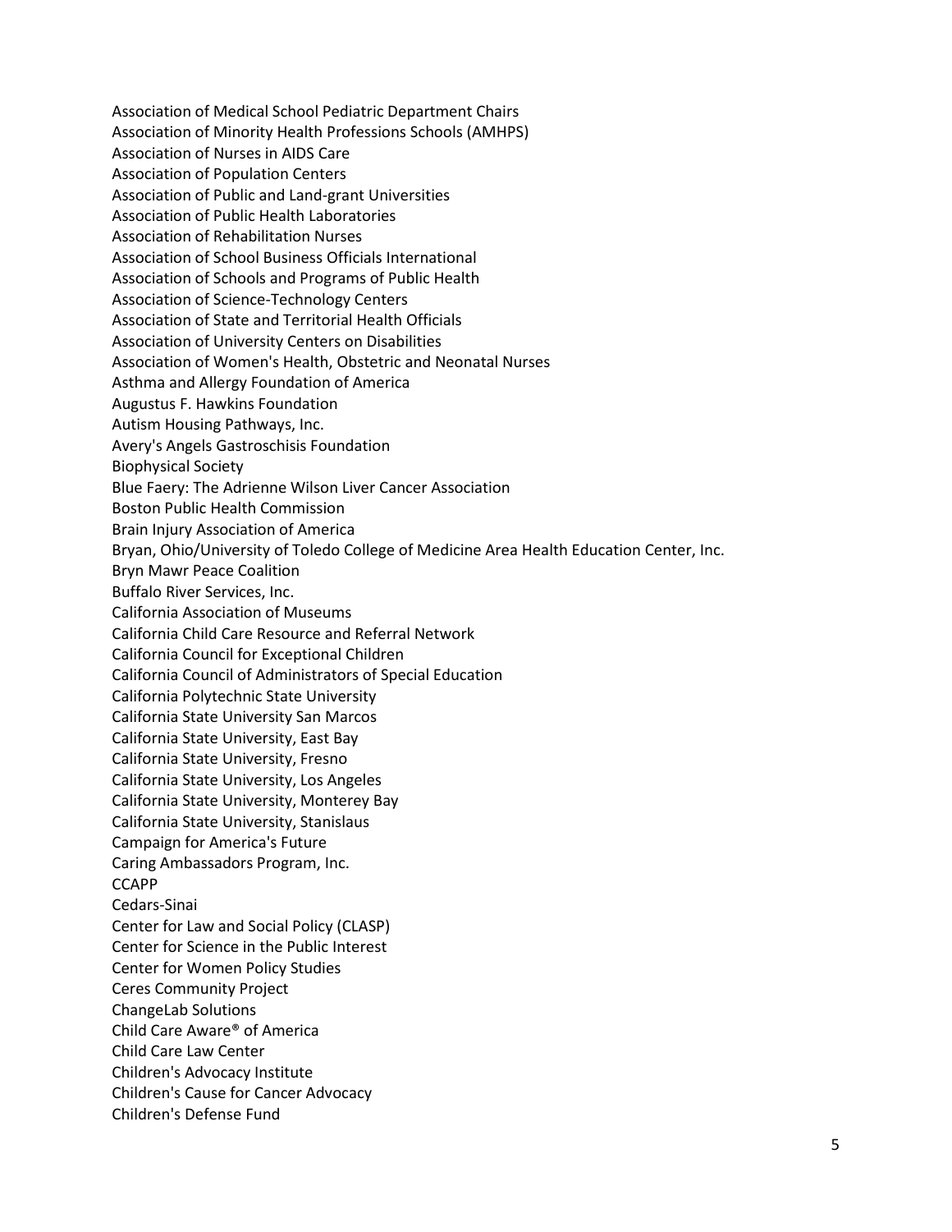Association of Medical School Pediatric Department Chairs
Association of Minority Health Professions Schools (AMHPS)
Association of Nurses in AIDS Care
Association of Population Centers
Association of Public and Land-grant Universities
Association of Public Health Laboratories
Association of Rehabilitation Nurses
Association of School Business Officials International
Association of Schools and Programs of Public Health
Association of Science-Technology Centers
Association of State and Territorial Health Officials
Association of University Centers on Disabilities
Association of Women's Health, Obstetric and Neonatal Nurses
Asthma and Allergy Foundation of America
Augustus F. Hawkins Foundation
Autism Housing Pathways, Inc.
Avery's Angels Gastroschisis Foundation
Biophysical Society
Blue Faery: The Adrienne Wilson Liver Cancer Association
Boston Public Health Commission
Brain Injury Association of America
Bryan, Ohio/University of Toledo College of Medicine Area Health Education Center, Inc.
Bryn Mawr Peace Coalition
Buffalo River Services, Inc.
California Association of Museums
California Child Care Resource and Referral Network
California Council for Exceptional Children
California Council of Administrators of Special Education
California Polytechnic State University
California State University San Marcos
California State University, East Bay
California State University, Fresno
California State University, Los Angeles
California State University, Monterey Bay
California State University, Stanislaus
Campaign for America's Future
Caring Ambassadors Program, Inc.
CCAPP
Cedars-Sinai
Center for Law and Social Policy (CLASP)
Center for Science in the Public Interest
Center for Women Policy Studies
Ceres Community Project
ChangeLab Solutions
Child Care Aware® of America
Child Care Law Center
Children's Advocacy Institute
Children's Cause for Cancer Advocacy
Children's Defense Fund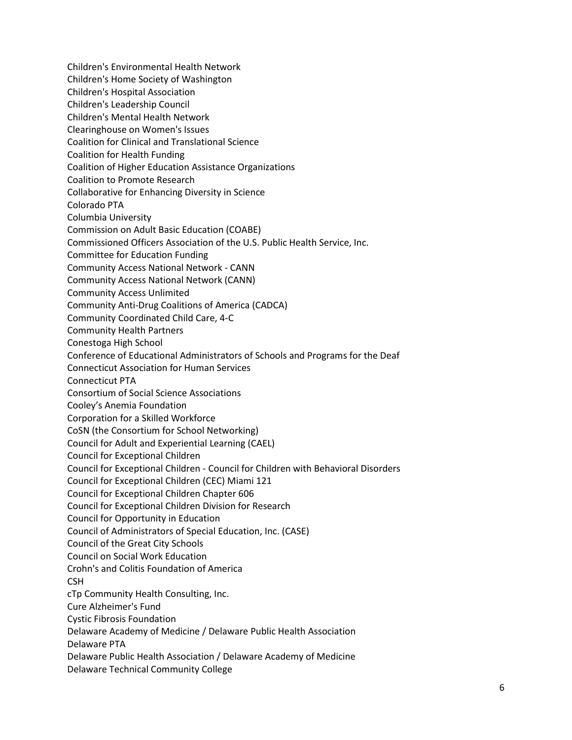Children's Environmental Health Network
Children's Home Society of Washington
Children's Hospital Association
Children's Leadership Council
Children's Mental Health Network
Clearinghouse on Women's Issues
Coalition for Clinical and Translational Science
Coalition for Health Funding
Coalition of Higher Education Assistance Organizations
Coalition to Promote Research
Collaborative for Enhancing Diversity in Science
Colorado PTA
Columbia University
Commission on Adult Basic Education (COABE)
Commissioned Officers Association of the U.S. Public Health Service, Inc.
Committee for Education Funding
Community Access National Network - CANN
Community Access National Network (CANN)
Community Access Unlimited
Community Anti-Drug Coalitions of America (CADCA)
Community Coordinated Child Care, 4-C
Community Health Partners
Conestoga High School
Conference of Educational Administrators of Schools and Programs for the Deaf
Connecticut Association for Human Services
Connecticut PTA
Consortium of Social Science Associations
Cooley's Anemia Foundation
Corporation for a Skilled Workforce
CoSN (the Consortium for School Networking)
Council for Adult and Experiential Learning (CAEL)
Council for Exceptional Children
Council for Exceptional Children - Council for Children with Behavioral Disorders
Council for Exceptional Children (CEC) Miami 121
Council for Exceptional Children Chapter 606
Council for Exceptional Children Division for Research
Council for Opportunity in Education
Council of Administrators of Special Education, Inc. (CASE)
Council of the Great City Schools
Council on Social Work Education
Crohn's and Colitis Foundation of America
CSH
cTp Community Health Consulting, Inc.
Cure Alzheimer's Fund
Cystic Fibrosis Foundation
Delaware Academy of Medicine / Delaware Public Health Association
Delaware PTA
Delaware Public Health Association / Delaware Academy of Medicine
Delaware Technical Community College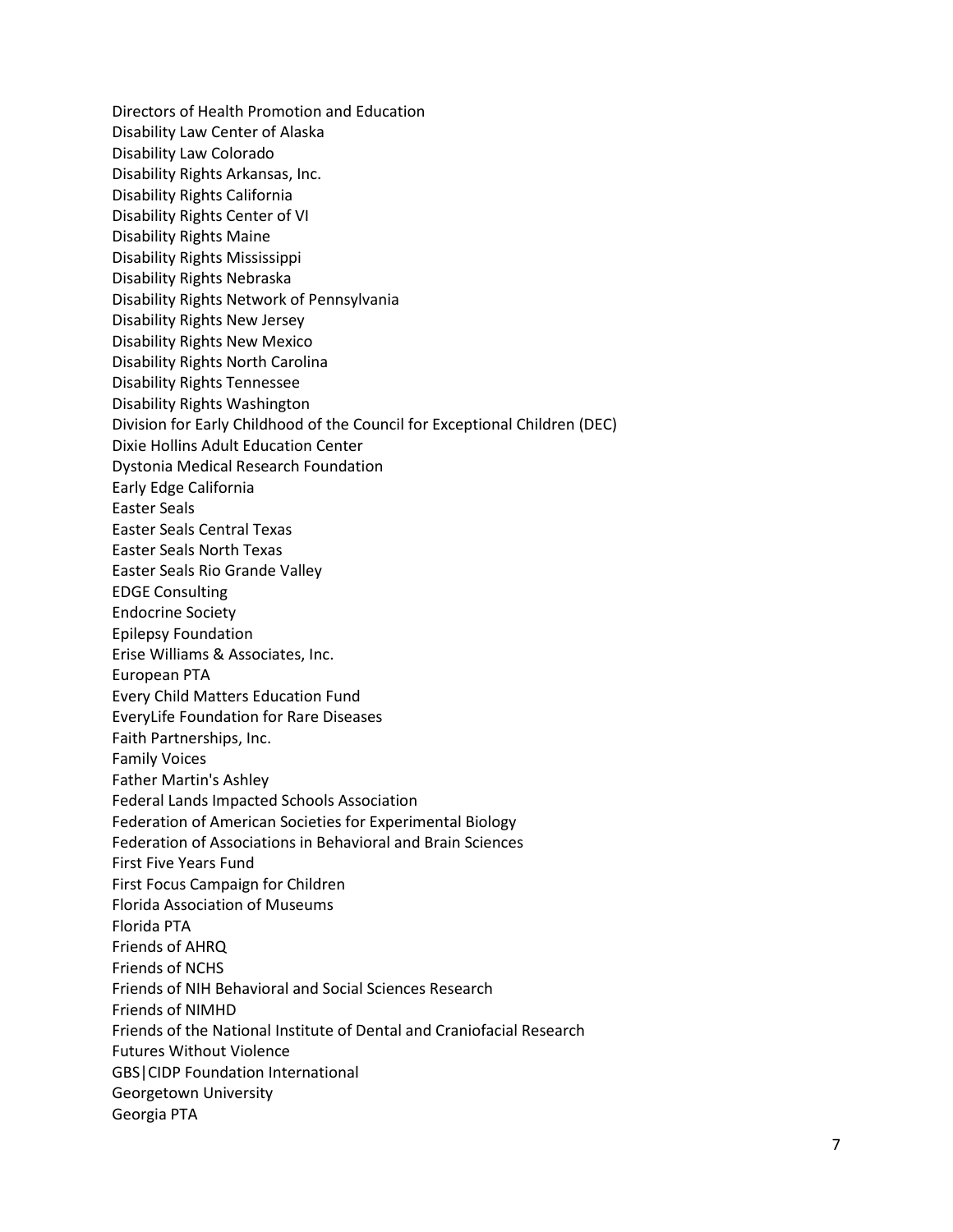Directors of Health Promotion and Education
Disability Law Center of Alaska
Disability Law Colorado
Disability Rights Arkansas, Inc.
Disability Rights California
Disability Rights Center of VI
Disability Rights Maine
Disability Rights Mississippi
Disability Rights Nebraska
Disability Rights Network of Pennsylvania
Disability Rights New Jersey
Disability Rights New Mexico
Disability Rights North Carolina
Disability Rights Tennessee
Disability Rights Washington
Division for Early Childhood of the Council for Exceptional Children (DEC)
Dixie Hollins Adult Education Center
Dystonia Medical Research Foundation
Early Edge California
Easter Seals
Easter Seals Central Texas
Easter Seals North Texas
Easter Seals Rio Grande Valley
EDGE Consulting
Endocrine Society
Epilepsy Foundation
Erise Williams & Associates, Inc.
European PTA
Every Child Matters Education Fund
EveryLife Foundation for Rare Diseases
Faith Partnerships, Inc.
Family Voices
Father Martin's Ashley
Federal Lands Impacted Schools Association
Federation of American Societies for Experimental Biology
Federation of Associations in Behavioral and Brain Sciences
First Five Years Fund
First Focus Campaign for Children
Florida Association of Museums
Florida PTA
Friends of AHRQ
Friends of NCHS
Friends of NIH Behavioral and Social Sciences Research
Friends of NIMHD
Friends of the National Institute of Dental and Craniofacial Research
Futures Without Violence
GBS|CIDP Foundation International
Georgetown University
Georgia PTA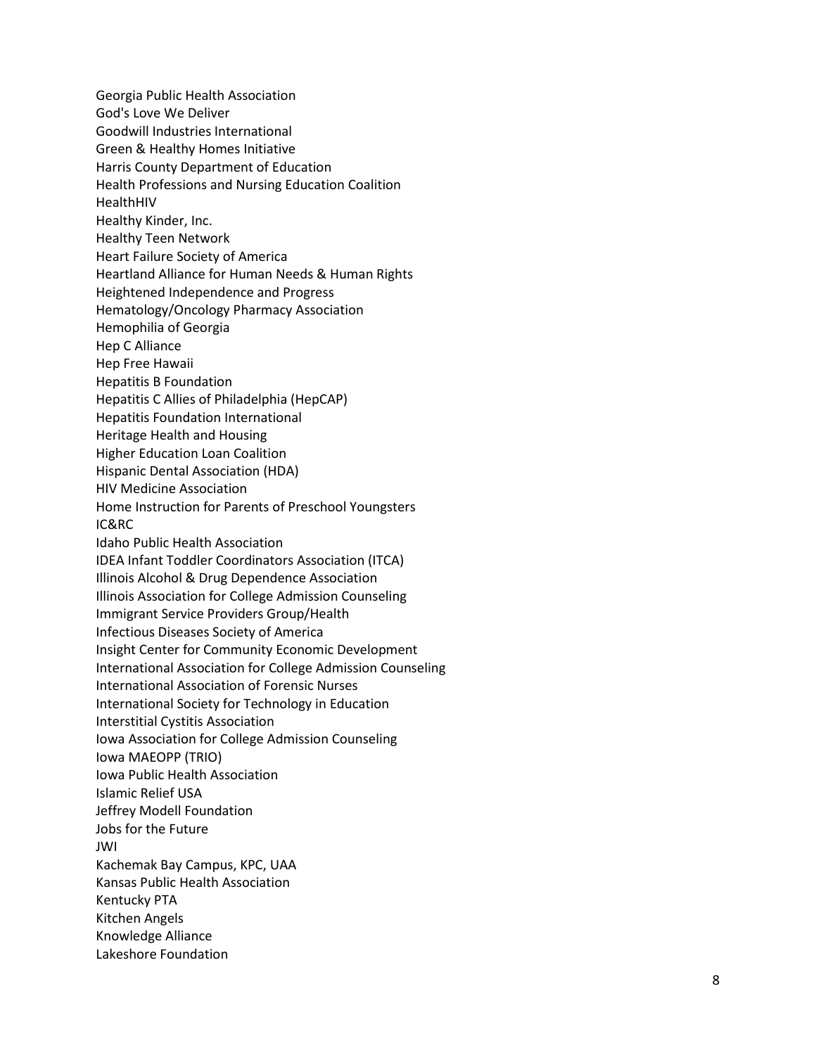Georgia Public Health Association
God's Love We Deliver
Goodwill Industries International
Green & Healthy Homes Initiative
Harris County Department of Education
Health Professions and Nursing Education Coalition
HealthHIV
Healthy Kinder, Inc.
Healthy Teen Network
Heart Failure Society of America
Heartland Alliance for Human Needs & Human Rights
Heightened Independence and Progress
Hematology/Oncology Pharmacy Association
Hemophilia of Georgia
Hep C Alliance
Hep Free Hawaii
Hepatitis B Foundation
Hepatitis C Allies of Philadelphia (HepCAP)
Hepatitis Foundation International
Heritage Health and Housing
Higher Education Loan Coalition
Hispanic Dental Association (HDA)
HIV Medicine Association
Home Instruction for Parents of Preschool Youngsters
IC&RC
Idaho Public Health Association
IDEA Infant Toddler Coordinators Association (ITCA)
Illinois Alcohol & Drug Dependence Association
Illinois Association for College Admission Counseling
Immigrant Service Providers Group/Health
Infectious Diseases Society of America
Insight Center for Community Economic Development
International Association for College Admission Counseling
International Association of Forensic Nurses
International Society for Technology in Education
Interstitial Cystitis Association
Iowa Association for College Admission Counseling
Iowa MAEOPP (TRIO)
Iowa Public Health Association
Islamic Relief USA
Jeffrey Modell Foundation
Jobs for the Future
JWI
Kachemak Bay Campus, KPC, UAA
Kansas Public Health Association
Kentucky PTA
Kitchen Angels
Knowledge Alliance
Lakeshore Foundation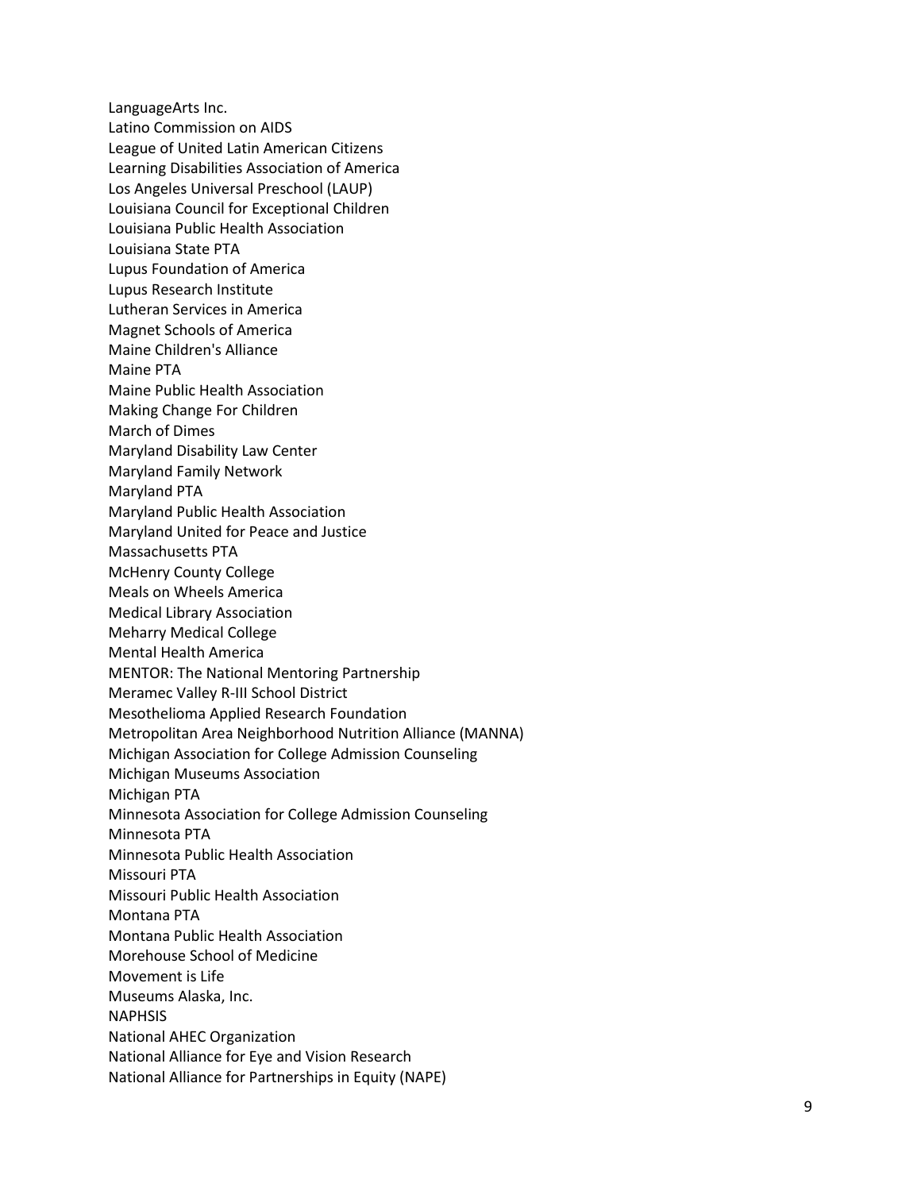LanguageArts Inc.
Latino Commission on AIDS
League of United Latin American Citizens
Learning Disabilities Association of America
Los Angeles Universal Preschool (LAUP)
Louisiana Council for Exceptional Children
Louisiana Public Health Association
Louisiana State PTA
Lupus Foundation of America
Lupus Research Institute
Lutheran Services in America
Magnet Schools of America
Maine Children's Alliance
Maine PTA
Maine Public Health Association
Making Change For Children
March of Dimes
Maryland Disability Law Center
Maryland Family Network
Maryland PTA
Maryland Public Health Association
Maryland United for Peace and Justice
Massachusetts PTA
McHenry County College
Meals on Wheels America
Medical Library Association
Meharry Medical College
Mental Health America
MENTOR: The National Mentoring Partnership
Meramec Valley R-III School District
Mesothelioma Applied Research Foundation
Metropolitan Area Neighborhood Nutrition Alliance (MANNA)
Michigan Association for College Admission Counseling
Michigan Museums Association
Michigan PTA
Minnesota Association for College Admission Counseling
Minnesota PTA
Minnesota Public Health Association
Missouri PTA
Missouri Public Health Association
Montana PTA
Montana Public Health Association
Morehouse School of Medicine
Movement is Life
Museums Alaska, Inc.
NAPHSIS
National AHEC Organization
National Alliance for Eye and Vision Research
National Alliance for Partnerships in Equity (NAPE)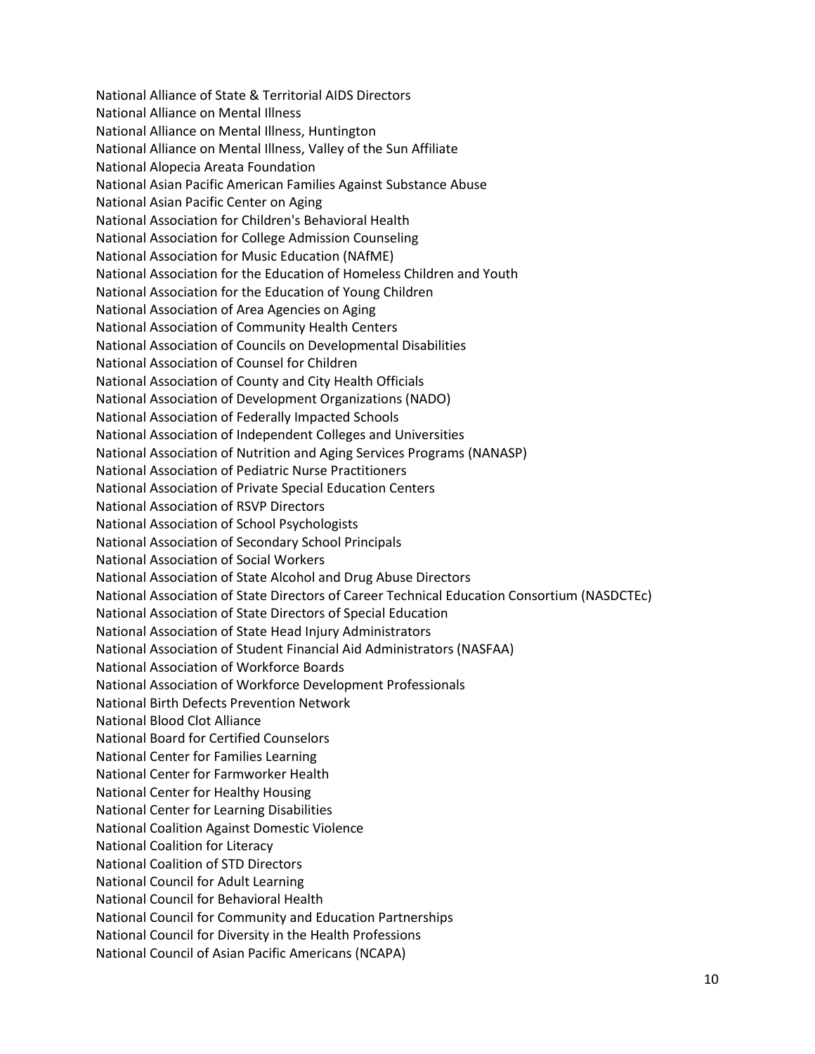National Alliance of State & Territorial AIDS Directors
National Alliance on Mental Illness
National Alliance on Mental Illness, Huntington
National Alliance on Mental Illness, Valley of the Sun Affiliate
National Alopecia Areata Foundation
National Asian Pacific American Families Against Substance Abuse
National Asian Pacific Center on Aging
National Association for Children's Behavioral Health
National Association for College Admission Counseling
National Association for Music Education (NAfME)
National Association for the Education of Homeless Children and Youth
National Association for the Education of Young Children
National Association of Area Agencies on Aging
National Association of Community Health Centers
National Association of Councils on Developmental Disabilities
National Association of Counsel for Children
National Association of County and City Health Officials
National Association of Development Organizations (NADO)
National Association of Federally Impacted Schools
National Association of Independent Colleges and Universities
National Association of Nutrition and Aging Services Programs (NANASP)
National Association of Pediatric Nurse Practitioners
National Association of Private Special Education Centers
National Association of RSVP Directors
National Association of School Psychologists
National Association of Secondary School Principals
National Association of Social Workers
National Association of State Alcohol and Drug Abuse Directors
National Association of State Directors of Career Technical Education Consortium (NASDCTEc)
National Association of State Directors of Special Education
National Association of State Head Injury Administrators
National Association of Student Financial Aid Administrators (NASFAA)
National Association of Workforce Boards
National Association of Workforce Development Professionals
National Birth Defects Prevention Network
National Blood Clot Alliance
National Board for Certified Counselors
National Center for Families Learning
National Center for Farmworker Health
National Center for Healthy Housing
National Center for Learning Disabilities
National Coalition Against Domestic Violence
National Coalition for Literacy
National Coalition of STD Directors
National Council for Adult Learning
National Council for Behavioral Health
National Council for Community and Education Partnerships
National Council for Diversity in the Health Professions
National Council of Asian Pacific Americans (NCAPA)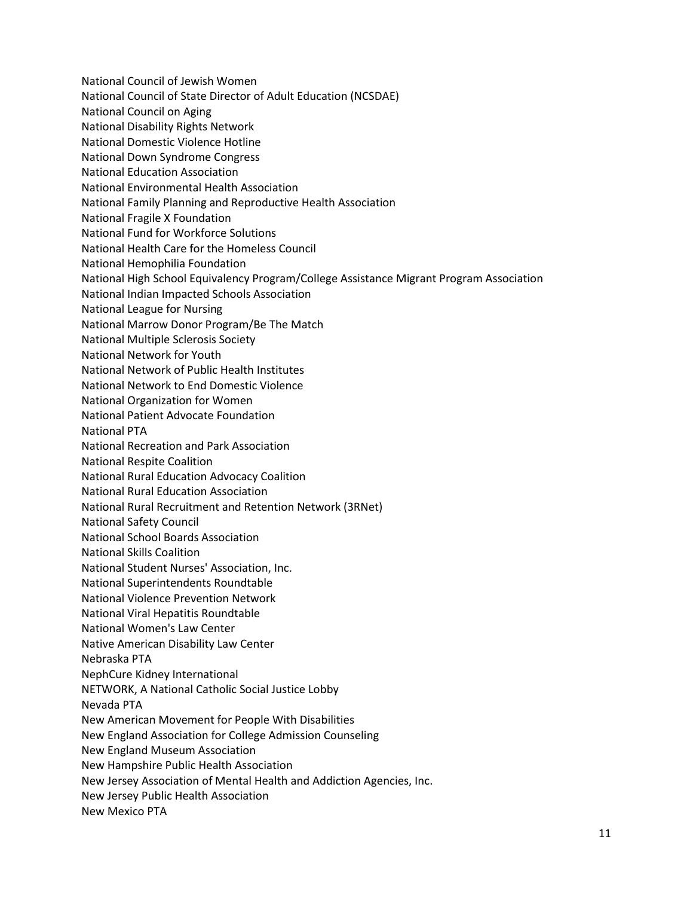National Council of Jewish Women
National Council of State Director of Adult Education (NCSDAE)
National Council on Aging
National Disability Rights Network
National Domestic Violence Hotline
National Down Syndrome Congress
National Education Association
National Environmental Health Association
National Family Planning and Reproductive Health Association
National Fragile X Foundation
National Fund for Workforce Solutions
National Health Care for the Homeless Council
National Hemophilia Foundation
National High School Equivalency Program/College Assistance Migrant Program Association
National Indian Impacted Schools Association
National League for Nursing
National Marrow Donor Program/Be The Match
National Multiple Sclerosis Society
National Network for Youth
National Network of Public Health Institutes
National Network to End Domestic Violence
National Organization for Women
National Patient Advocate Foundation
National PTA
National Recreation and Park Association
National Respite Coalition
National Rural Education Advocacy Coalition
National Rural Education Association
National Rural Recruitment and Retention Network (3RNet)
National Safety Council
National School Boards Association
National Skills Coalition
National Student Nurses' Association, Inc.
National Superintendents Roundtable
National Violence Prevention Network
National Viral Hepatitis Roundtable
National Women's Law Center
Native American Disability Law Center
Nebraska PTA
NephCure Kidney International
NETWORK, A National Catholic Social Justice Lobby
Nevada PTA
New American Movement for People With Disabilities
New England Association for College Admission Counseling
New England Museum Association
New Hampshire Public Health Association
New Jersey Association of Mental Health and Addiction Agencies, Inc.
New Jersey Public Health Association
New Mexico PTA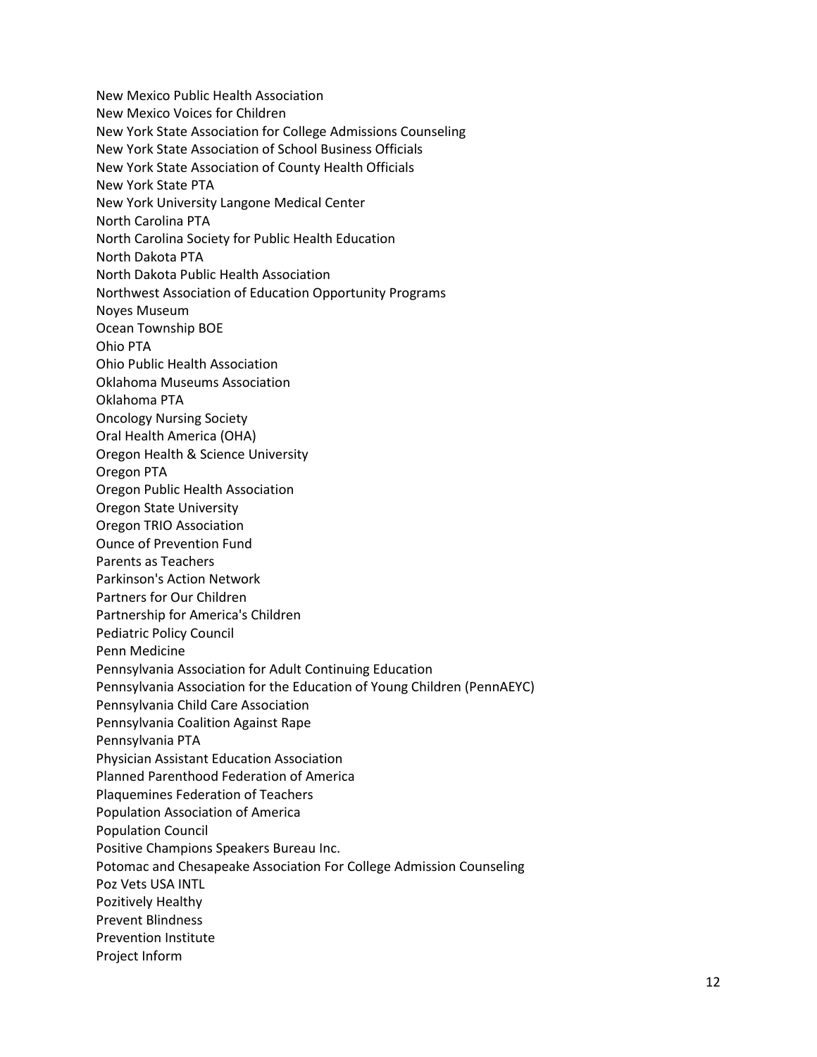New Mexico Public Health Association
New Mexico Voices for Children
New York State Association for College Admissions Counseling
New York State Association of School Business Officials
New York State Association of County Health Officials
New York State PTA
New York University Langone Medical Center
North Carolina PTA
North Carolina Society for Public Health Education
North Dakota PTA
North Dakota Public Health Association
Northwest Association of Education Opportunity Programs
Noyes Museum
Ocean Township BOE
Ohio PTA
Ohio Public Health Association
Oklahoma Museums Association
Oklahoma PTA
Oncology Nursing Society
Oral Health America (OHA)
Oregon Health & Science University
Oregon PTA
Oregon Public Health Association
Oregon State University
Oregon TRIO Association
Ounce of Prevention Fund
Parents as Teachers
Parkinson's Action Network
Partners for Our Children
Partnership for America's Children
Pediatric Policy Council
Penn Medicine
Pennsylvania Association for Adult Continuing Education
Pennsylvania Association for the Education of Young Children (PennAEYC)
Pennsylvania Child Care Association
Pennsylvania Coalition Against Rape
Pennsylvania PTA
Physician Assistant Education Association
Planned Parenthood Federation of America
Plaquemines Federation of Teachers
Population Association of America
Population Council
Positive Champions Speakers Bureau Inc.
Potomac and Chesapeake Association For College Admission Counseling
Poz Vets USA INTL
Pozitively Healthy
Prevent Blindness
Prevention Institute
Project Inform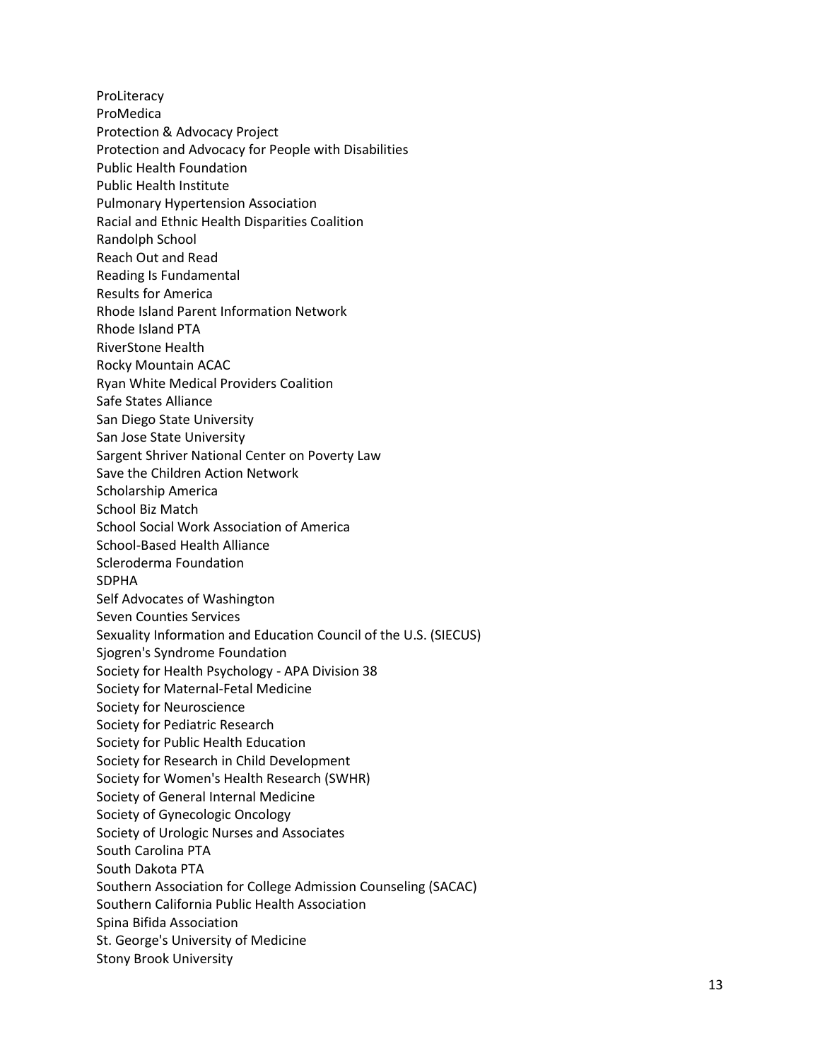ProLiteracy
ProMedica
Protection & Advocacy Project
Protection and Advocacy for People with Disabilities
Public Health Foundation
Public Health Institute
Pulmonary Hypertension Association
Racial and Ethnic Health Disparities Coalition
Randolph School
Reach Out and Read
Reading Is Fundamental
Results for America
Rhode Island Parent Information Network
Rhode Island PTA
RiverStone Health
Rocky Mountain ACAC
Ryan White Medical Providers Coalition
Safe States Alliance
San Diego State University
San Jose State University
Sargent Shriver National Center on Poverty Law
Save the Children Action Network
Scholarship America
School Biz Match
School Social Work Association of America
School-Based Health Alliance
Scleroderma Foundation
SDPHA
Self Advocates of Washington
Seven Counties Services
Sexuality Information and Education Council of the U.S. (SIECUS)
Sjogren's Syndrome Foundation
Society for Health Psychology - APA Division 38
Society for Maternal-Fetal Medicine
Society for Neuroscience
Society for Pediatric Research
Society for Public Health Education
Society for Research in Child Development
Society for Women's Health Research (SWHR)
Society of General Internal Medicine
Society of Gynecologic Oncology
Society of Urologic Nurses and Associates
South Carolina PTA
South Dakota PTA
Southern Association for College Admission Counseling (SACAC)
Southern California Public Health Association
Spina Bifida Association
St. George's University of Medicine
Stony Brook University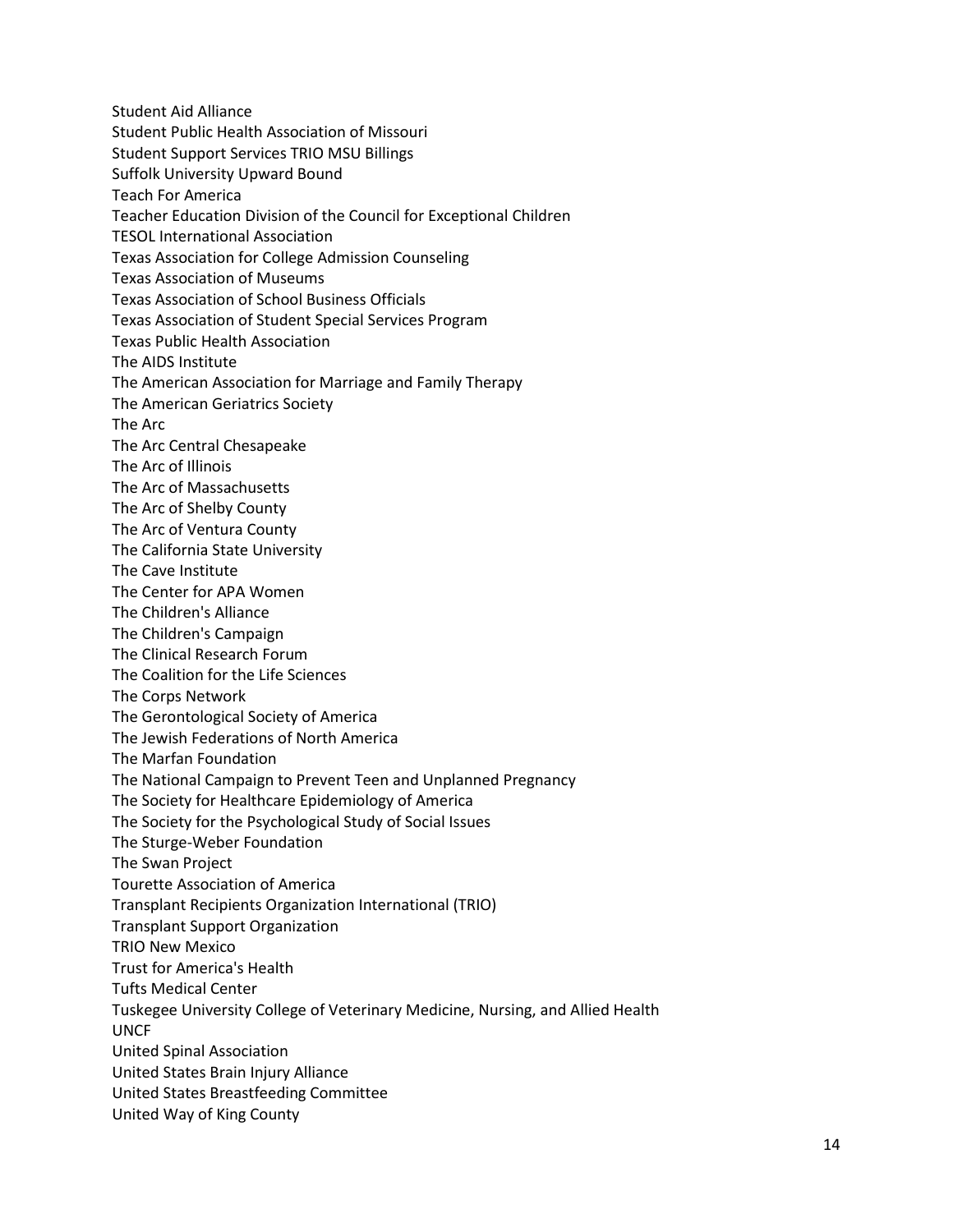Student Aid Alliance
Student Public Health Association of Missouri
Student Support Services TRIO MSU Billings
Suffolk University Upward Bound
Teach For America
Teacher Education Division of the Council for Exceptional Children
TESOL International Association
Texas Association for College Admission Counseling
Texas Association of Museums
Texas Association of School Business Officials
Texas Association of Student Special Services Program
Texas Public Health Association
The AIDS Institute
The American Association for Marriage and Family Therapy
The American Geriatrics Society
The Arc
The Arc Central Chesapeake
The Arc of Illinois
The Arc of Massachusetts
The Arc of Shelby County
The Arc of Ventura County
The California State University
The Cave Institute
The Center for APA Women
The Children's Alliance
The Children's Campaign
The Clinical Research Forum
The Coalition for the Life Sciences
The Corps Network
The Gerontological Society of America
The Jewish Federations of North America
The Marfan Foundation
The National Campaign to Prevent Teen and Unplanned Pregnancy
The Society for Healthcare Epidemiology of America
The Society for the Psychological Study of Social Issues
The Sturge-Weber Foundation
The Swan Project
Tourette Association of America
Transplant Recipients Organization International (TRIO)
Transplant Support Organization
TRIO New Mexico
Trust for America's Health
Tufts Medical Center
Tuskegee University College of Veterinary Medicine, Nursing, and Allied Health
UNCF
United Spinal Association
United States Brain Injury Alliance
United States Breastfeeding Committee
United Way of King County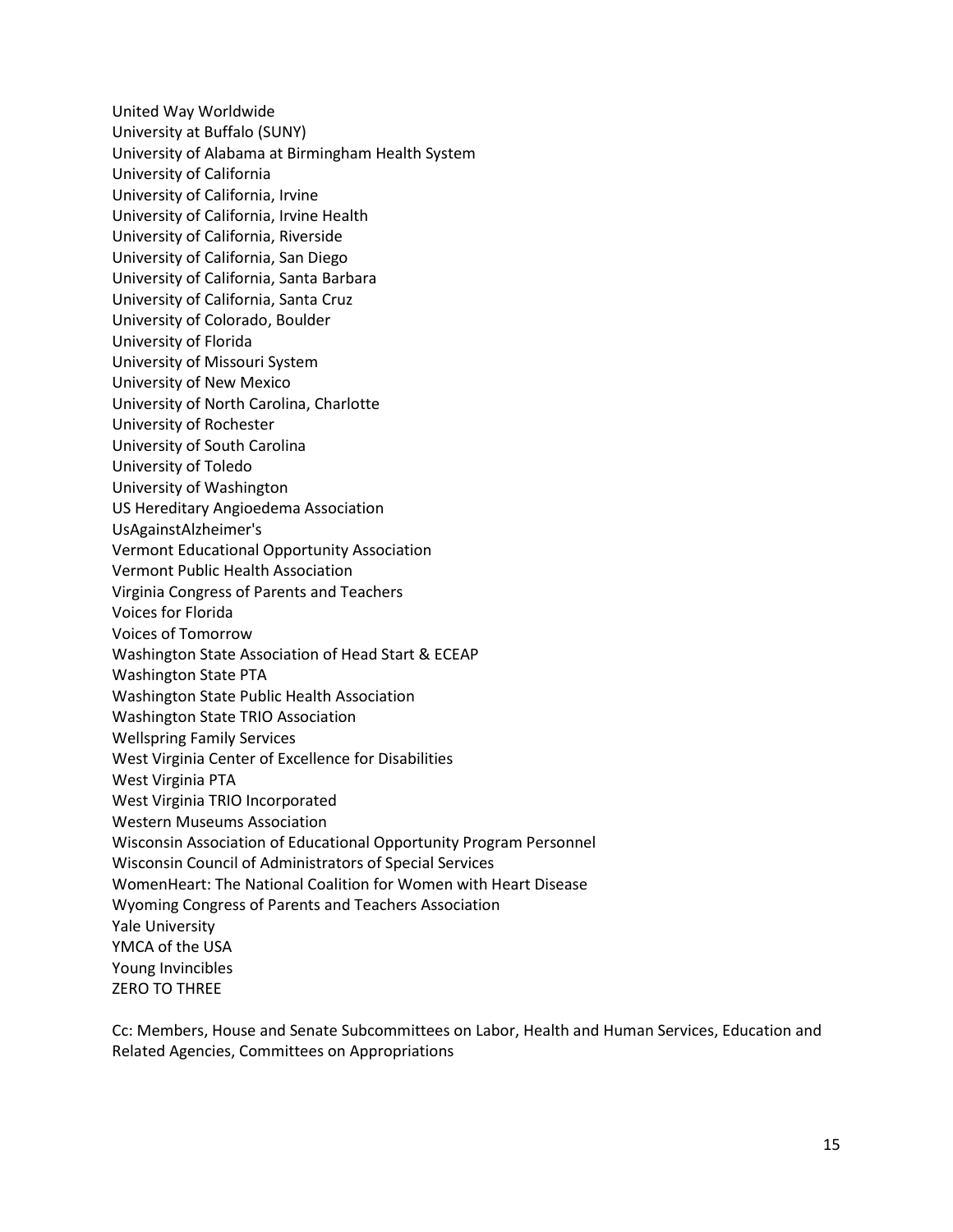United Way Worldwide
University at Buffalo (SUNY)
University of Alabama at Birmingham Health System
University of California
University of California, Irvine
University of California, Irvine Health
University of California, Riverside
University of California, San Diego
University of California, Santa Barbara
University of California, Santa Cruz
University of Colorado, Boulder
University of Florida
University of Missouri System
University of New Mexico
University of North Carolina, Charlotte
University of Rochester
University of South Carolina
University of Toledo
University of Washington
US Hereditary Angioedema Association
UsAgainstAlzheimer's
Vermont Educational Opportunity Association
Vermont Public Health Association
Virginia Congress of Parents and Teachers
Voices for Florida
Voices of Tomorrow
Washington State Association of Head Start & ECEAP
Washington State PTA
Washington State Public Health Association
Washington State TRIO Association
Wellspring Family Services
West Virginia Center of Excellence for Disabilities
West Virginia PTA
West Virginia TRIO Incorporated
Western Museums Association
Wisconsin Association of Educational Opportunity Program Personnel
Wisconsin Council of Administrators of Special Services
WomenHeart: The National Coalition for Women with Heart Disease
Wyoming Congress of Parents and Teachers Association
Yale University
YMCA of the USA
Young Invincibles
ZERO TO THREE

Cc: Members, House and Senate Subcommittees on Labor, Health and Human Services, Education and Related Agencies, Committees on Appropriations